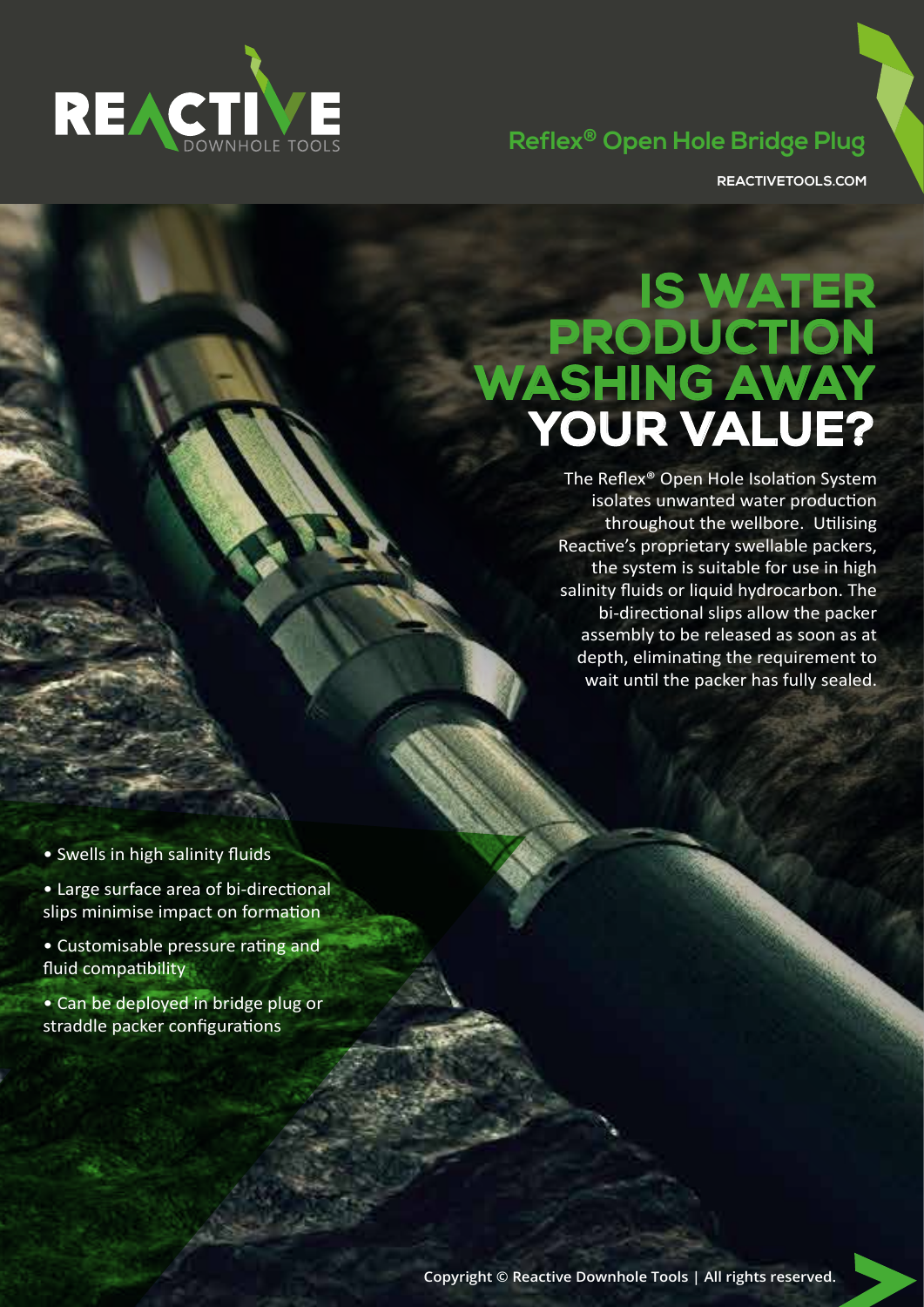REACTIVE DOWNHOLE TOOLS

## Reflex® Open Hole Bridge Plug

REACTIVETOOLS.COM

# IS WATER PRODUCTION WASHING AWAY YOUR VALUE?

The Reflex® Open Hole Isolation System isolates unwanted water production throughout the wellbore. Utilising Reactive's proprietary swellable packers, the system is suitable for use in high salinity fluids or liquid hydrocarbon. The bi-directional slips allow the packer assembly to be released as soon as at depth, eliminating the requirement to wait until the packer has fully sealed.

- Swells in high salinity fluids
- Large surface area of bi-directional slips minimise impact on formation
- Customisable pressure rating and fluid compatibility
- Can be deployed in bridge plug or straddle packer configurations

Copyright © Reactive Downhole Tools | All rights reserved.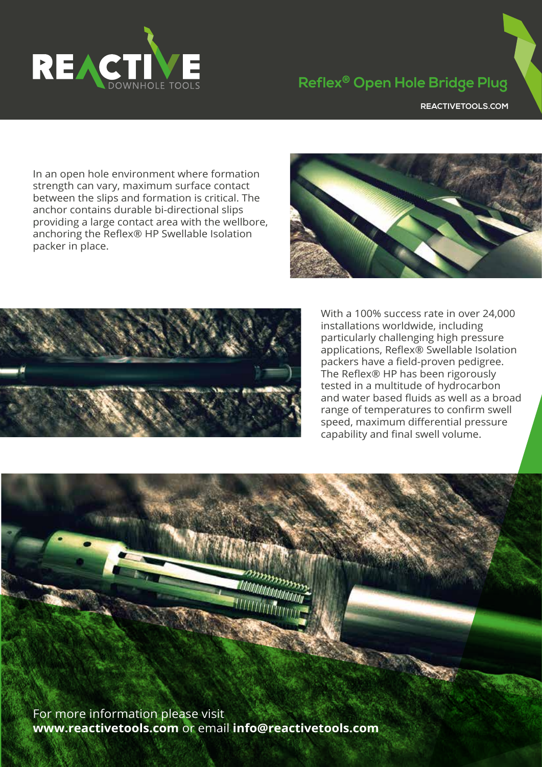# Reflex® Open Hole Bridge Plug

In an open hole environment where formation strength can vary, maximum surface contact between the slips and formation is critical. The anchor contains durable bi-directional slips providing a large contact area with the wellbore, anchoring the Reflex® HP Swellable Isolation packer in place.

With a 100% success rate in over 24,000 installations worldwide, including particularly challenging high pressure applications, Reflex® Swellable Isolation packers have a field-proven pedigree. The Reflex® HP has been rigorously tested in a multitude of hydrocarbon and water based fluids as well as a broad range of temperatures to confirm swell speed, maximum differential pressure capability and final swell volume.

For more information please visit **www.reactivetools.com** or email **info@reactivetools.com**